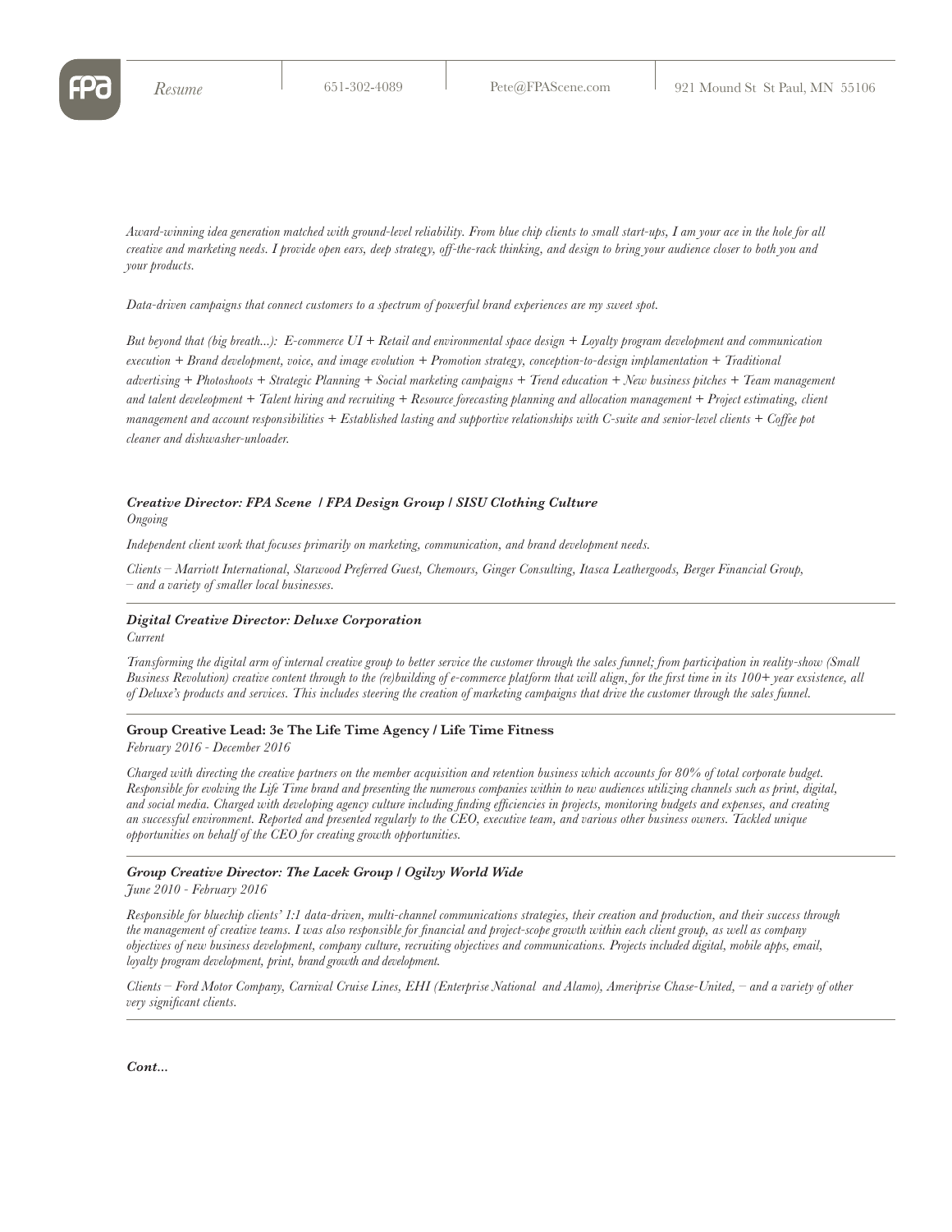Resume | 651-302-4089 | Pete@FPAScene.com | 921 Mound St St Paul, MN 55106

*Award-winning idea generation matched with ground-level reliability. From blue chip clients to small start-ups, I am your ace in the hole for all creative and marketing needs. I provide open ears, deep strategy, off-the-rack thinking, and design to bring your audience closer to both you and your products.*

*Data-driven campaigns that connect customers to a spectrum of powerful brand experiences are my sweet spot.*

*But beyond that (big breath...): E-commerce UI + Retail and environmental space design + Loyalty program development and communication execution + Brand development, voice, and image evolution + Promotion strategy, conception-to-design implamentation + Traditional advertising + Photoshoots + Strategic Planning + Social marketing campaigns + Trend education + New business pitches + Team management and talent develeopment + Talent hiring and recruiting + Resource forecasting planning and allocation management + Project estimating, client management and account responsibilities + Established lasting and supportive relationships with C-suite and senior-level clients + Coffee pot cleaner and dishwasher-unloader.*

### ***Creative Director: FPA Scene / FPA Design Group / SISU Clothing Culture***

*Ongoing*

*Independent client work that focuses primarily on marketing, communication, and brand development needs.*

*Clients – Marriott International, Starwood Preferred Guest, Chemours, Ginger Consulting, Itasca Leathergoods, Berger Financial Group, – and a variety of smaller local businesses.*

---

### ***Digital Creative Director: Deluxe Corporation***

*Current*

*Transforming the digital arm of internal creative group to better service the customer through the sales funnel; from participation in reality-show (Small Business Revolution) creative content through to the (re)building of e-commerce platform that will align, for the first time in its 100+ year exsistence, all of Deluxe's products and services. This includes steering the creation of marketing campaigns that drive the customer through the sales funnel.*

---

### **Group Creative Lead: 3e The Life Time Agency / Life Time Fitness**

*February 2016 - December 2016*

*Charged with directing the creative partners on the member acquisition and retention business which accounts for 80% of total corporate budget. Responsible for evolving the Life Time brand and presenting the numerous companies within to new audiences utilizing channels such as print, digital, and social media. Charged with developing agency culture including finding efficiencies in projects, monitoring budgets and expenses, and creating an successful environment. Reported and presented regularly to the CEO, executive team, and various other business owners. Tackled unique opportunities on behalf of the CEO for creating growth opportunities.*

---

### ***Group Creative Director: The Lacek Group / Ogilvy World Wide***

*June 2010 - February 2016*

*Responsible for bluechip clients' 1:1 data-driven, multi-channel communications strategies, their creation and production, and their success through the management of creative teams. I was also responsible for financial and project-scope growth within each client group, as well as company objectives of new business development, company culture, recruiting objectives and communications. Projects included digital, mobile apps, email, loyalty program development, print, brand growth and development.*

*Clients – Ford Motor Company, Carnival Cruise Lines, EHI (Enterprise National and Alamo), Ameriprise Chase-United, – and a variety of other very significant clients.*

---

***Cont...***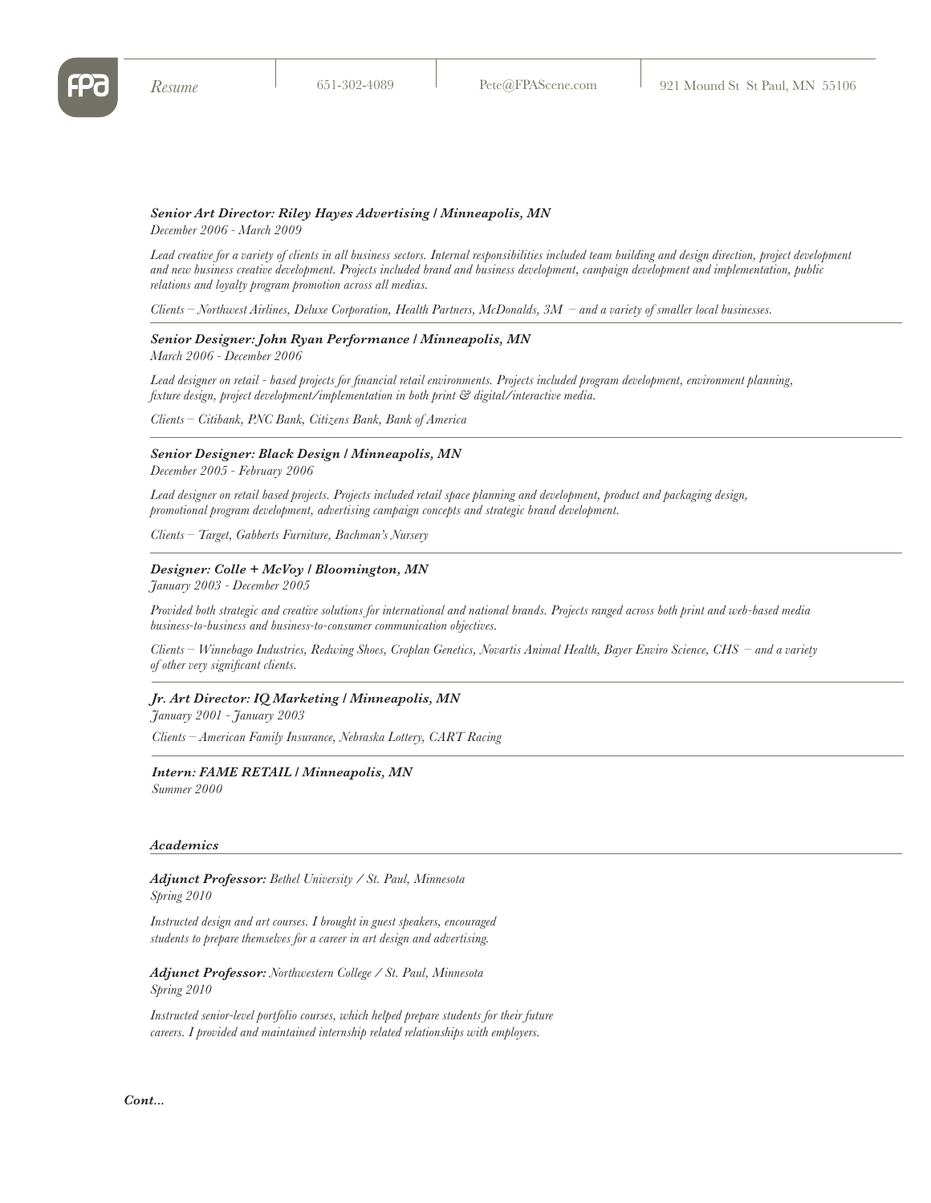*Resume* | 651-302-4089 | Pete@FPAScene.com | 921 Mound St St Paul, MN 55106

***Senior Art Director: Riley Hayes Advertising | Minneapolis, MN***
*December 2006 - March 2009*

*Lead creative for a variety of clients in all business sectors. Internal responsibilities included team building and design direction, project development and new business creative development. Projects included brand and business development, campaign development and implementation, public relations and loyalty program promotion across all medias.*

*Clients – Northwest Airlines, Deluxe Corporation, Health Partners, McDonalds, 3M – and a variety of smaller local businesses.*

---

***Senior Designer: John Ryan Performance | Minneapolis, MN***
*March 2006 - December 2006*

*Lead designer on retail - based projects for financial retail environments. Projects included program development, environment planning, fixture design, project development/implementation in both print & digital/interactive media.*

*Clients – Citibank, PNC Bank, Citizens Bank, Bank of America*

---

***Senior Designer: Black Design | Minneapolis, MN***
*December 2005 - February 2006*

*Lead designer on retail based projects. Projects included retail space planning and development, product and packaging design, promotional program development, advertising campaign concepts and strategic brand development.*

*Clients – Target, Gabberts Furniture, Bachman's Nursery*

---

***Designer: Colle + McVoy | Bloomington, MN***
*January 2003 - December 2005*

*Provided both strategic and creative solutions for international and national brands. Projects ranged across both print and web-based media business-to-business and business-to-consumer communication objectives.*

*Clients – Winnebago Industries, Redwing Shoes, Croplan Genetics, Novartis Animal Health, Bayer Enviro Science, CHS – and a variety of other very significant clients.*

---

***Jr. Art Director: IQ Marketing | Minneapolis, MN***
*January 2001 - January 2003*

*Clients – American Family Insurance, Nebraska Lottery, CART Racing*

---

***Intern: FAME RETAIL | Minneapolis, MN***
*Summer 2000*

### *Academics*

***Adjunct Professor:*** *Bethel University / St. Paul, Minnesota*
*Spring 2010*

*Instructed design and art courses. I brought in guest speakers, encouraged students to prepare themselves for a career in art design and advertising.*

***Adjunct Professor:*** *Northwestern College / St. Paul, Minnesota*
*Spring 2010*

*Instructed senior-level portfolio courses, which helped prepare students for their future careers. I provided and maintained internship related relationships with employers.*

***Cont...***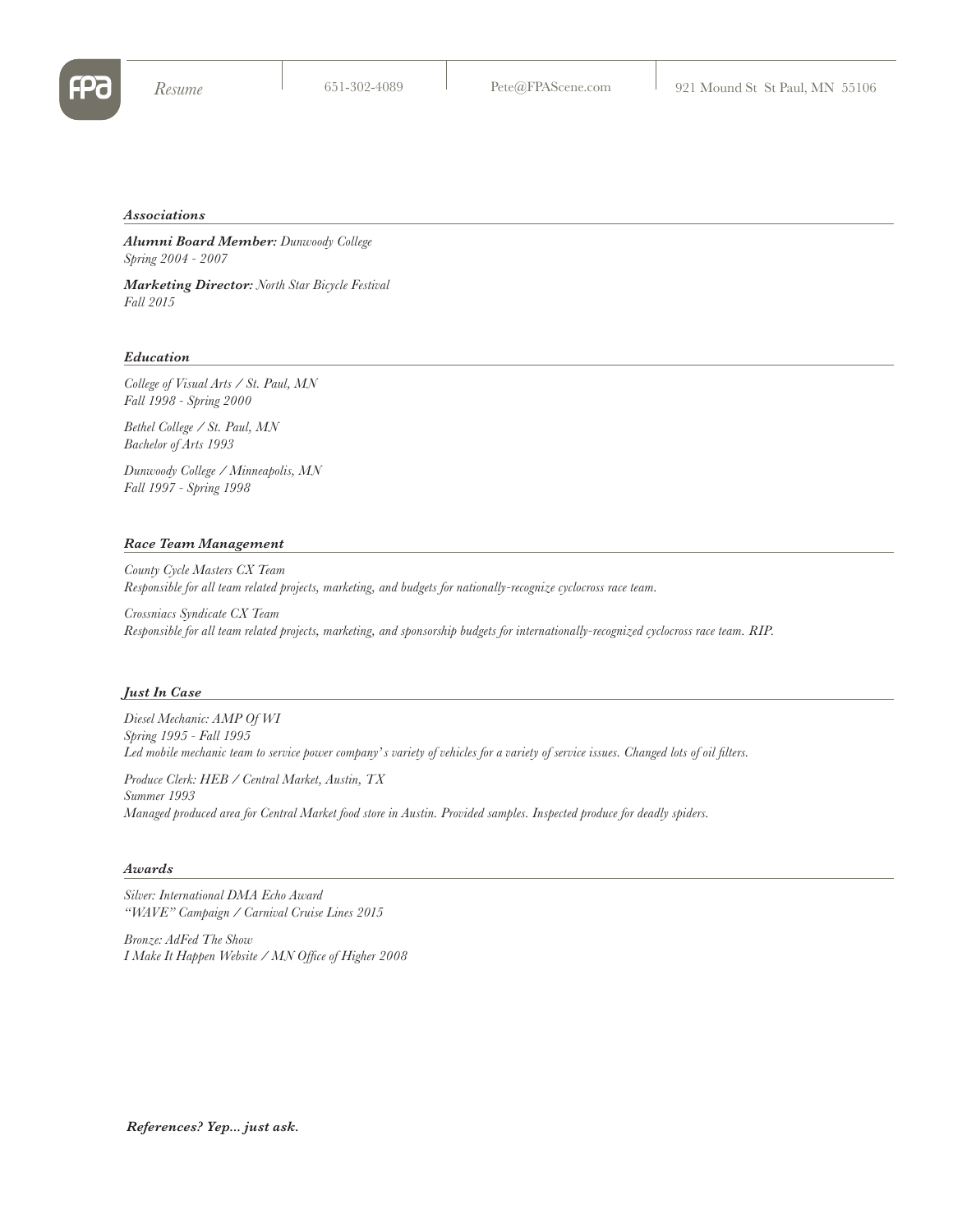FPA *Resume* | 651-302-4089 | Pete@FPAScene.com | 921 Mound St St Paul, MN 55106

### *Associations*

***Alumni Board Member:*** *Dunwoody College*
*Spring 2004 - 2007*

***Marketing Director:*** *North Star Bicycle Festival*
*Fall 2015*

### *Education*

*College of Visual Arts / St. Paul, MN*
*Fall 1998 - Spring 2000*

*Bethel College / St. Paul, MN*
*Bachelor of Arts 1993*

*Dunwoody College / Minneapolis, MN*
*Fall 1997 - Spring 1998*

### *Race Team Management*

*County Cycle Masters CX Team*
*Responsible for all team related projects, marketing, and budgets for nationally-recognize cyclocross race team.*

*Crossniacs Syndicate CX Team*
*Responsible for all team related projects, marketing, and sponsorship budgets for internationally-recognized cyclocross race team. RIP.*

### *Just In Case*

*Diesel Mechanic: AMP Of WI*
*Spring 1995 - Fall 1995*
*Led mobile mechanic team to service power company's variety of vehicles for a variety of service issues. Changed lots of oil filters.*

*Produce Clerk: HEB / Central Market, Austin, TX*
*Summer 1993*
*Managed produced area for Central Market food store in Austin. Provided samples. Inspected produce for deadly spiders.*

### *Awards*

*Silver: International DMA Echo Award*
*"WAVE" Campaign / Carnival Cruise Lines 2015*

*Bronze: AdFed The Show*
*I Make It Happen Website / MN Office of Higher 2008*

***References? Yep... just ask.***